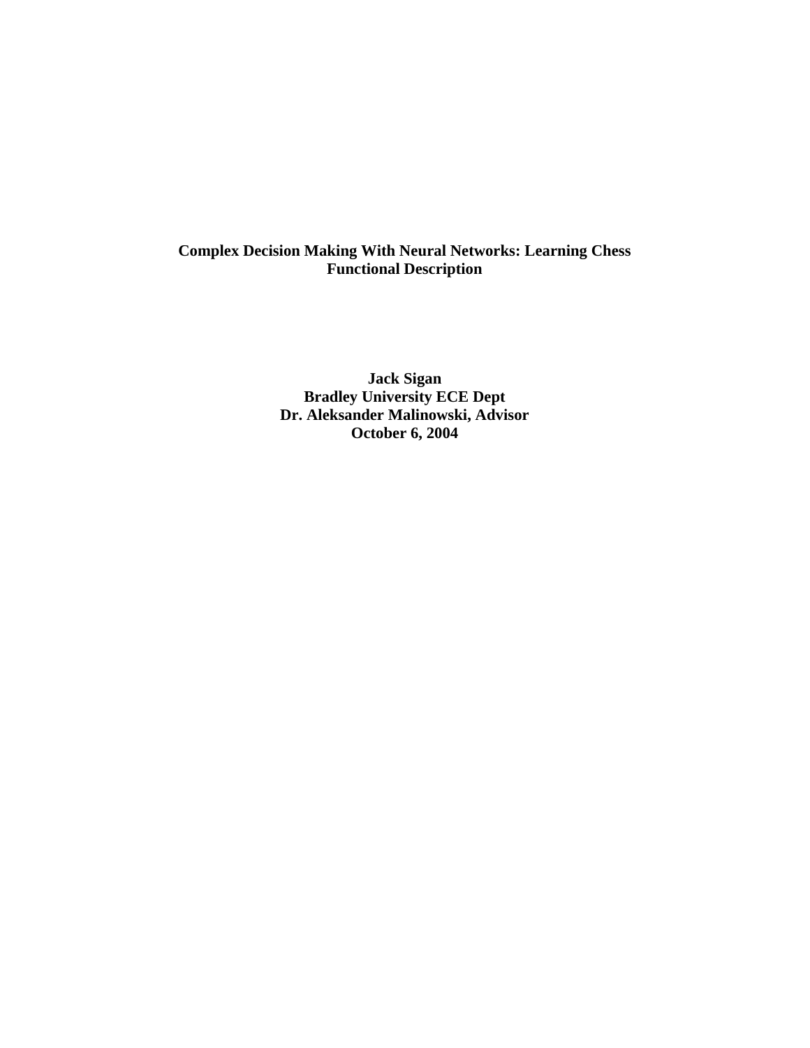# Complex Decision Making With Neural Networks: Learning Chess
## Functional Description

**Jack Sigan**
**Bradley University ECE Dept**
**Dr. Aleksander Malinowski, Advisor**
**October 6, 2004**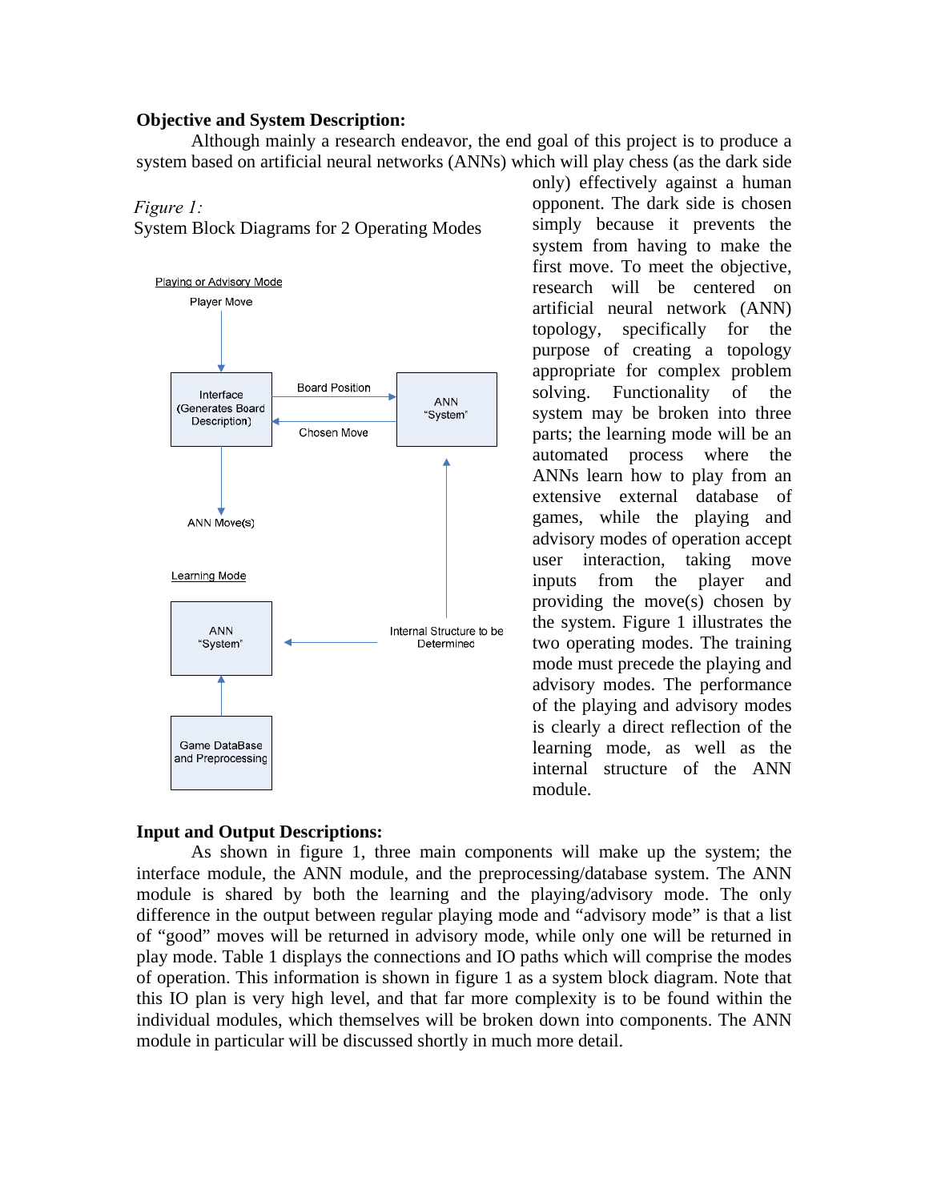**Objective and System Description:**

Although mainly a research endeavor, the end goal of this project is to produce a system based on artificial neural networks (ANNs) which will play chess (as the dark side only) effectively against a human opponent. The dark side is chosen simply because it prevents the system from having to make the first move. To meet the objective, research will be centered on artificial neural network (ANN) topology, specifically for the purpose of creating a topology appropriate for complex problem solving. Functionality of the system may be broken into three parts; the learning mode will be an automated process where the ANNs learn how to play from an extensive external database of games, while the playing and advisory modes of operation accept user interaction, taking move inputs from the player and providing the move(s) chosen by the system. Figure 1 illustrates the two operating modes. The training mode must precede the playing and advisory modes. The performance of the playing and advisory modes is clearly a direct reflection of the learning mode, as well as the internal structure of the ANN module.

*Figure 1:*
System Block Diagrams for 2 Operating Modes

Playing or Advisory Mode

Player Move → Interface (Generates Board Description) —Board Position→ ANN "System" —Chosen Move→ Interface → ANN Move(s)

Learning Mode

Game DataBase and Preprocessing → ANN "System" ← Internal Structure to be Determined

**Input and Output Descriptions:**

As shown in figure 1, three main components will make up the system; the interface module, the ANN module, and the preprocessing/database system. The ANN module is shared by both the learning and the playing/advisory mode. The only difference in the output between regular playing mode and "advisory mode" is that a list of "good" moves will be returned in advisory mode, while only one will be returned in play mode. Table 1 displays the connections and IO paths which will comprise the modes of operation. This information is shown in figure 1 as a system block diagram. Note that this IO plan is very high level, and that far more complexity is to be found within the individual modules, which themselves will be broken down into components. The ANN module in particular will be discussed shortly in much more detail.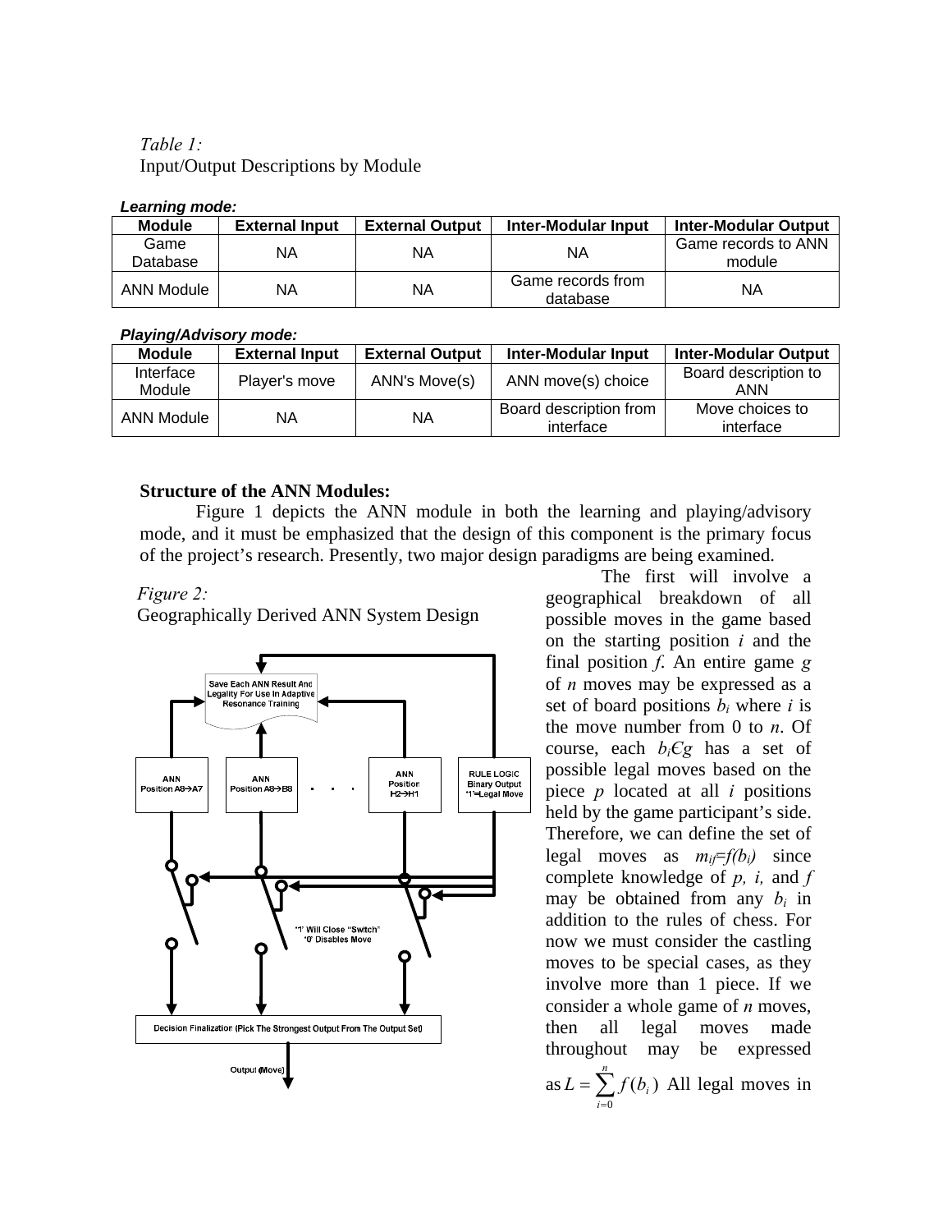*Table 1:*
Input/Output Descriptions by Module

***Learning mode:***

| Module | External Input | External Output | Inter-Modular Input | Inter-Modular Output |
|---|---|---|---|---|
| Game Database | NA | NA | NA | Game records to ANN module |
| ANN Module | NA | NA | Game records from database | NA |

***Playing/Advisory mode:***

| Module | External Input | External Output | Inter-Modular Input | Inter-Modular Output |
|---|---|---|---|---|
| Interface Module | Player's move | ANN's Move(s) | ANN move(s) choice | Board description to ANN |
| ANN Module | NA | NA | Board description from interface | Move choices to interface |

**Structure of the ANN Modules:**

Figure 1 depicts the ANN module in both the learning and playing/advisory mode, and it must be emphasized that the design of this component is the primary focus of the project's research. Presently, two major design paradigms are being examined.

*Figure 2:*
Geographically Derived ANN System Design

The first will involve a geographical breakdown of all possible moves in the game based on the starting position *i* and the final position *f*. An entire game *g* of *n* moves may be expressed as a set of board positions $b_i$ where *i* is the move number from 0 to *n*. Of course, each $b_i \in g$ has a set of possible legal moves based on the piece *p* located at all *i* positions held by the game participant's side. Therefore, we can define the set of legal moves as $m_{if}=f(b_i)$ since complete knowledge of *p, i,* and *f* may be obtained from any $b_i$ in addition to the rules of chess. For now we must consider the castling moves to be special cases, as they involve more than 1 piece. If we consider a whole game of *n* moves, then all legal moves made throughout may be expressed as $L = \sum_{i=0}^{n} f(b_i)$ All legal moves in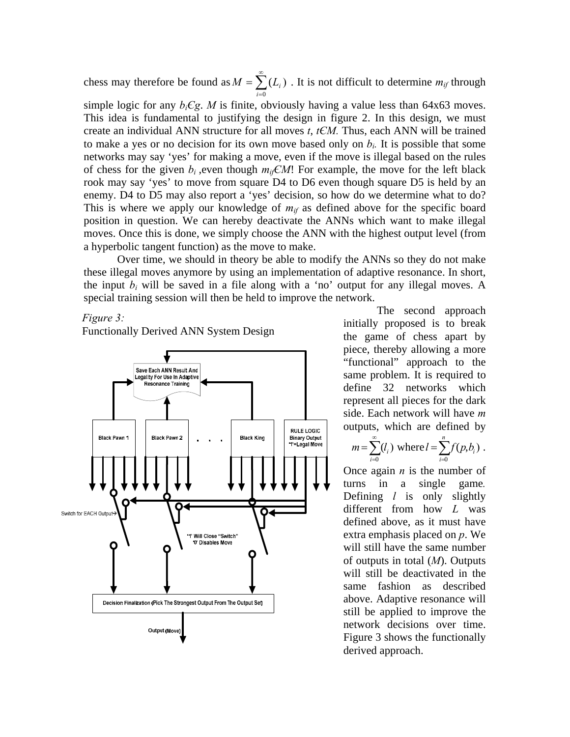chess may therefore be found as $M = \sum_{i=0}^{\infty}(L_i)$ . It is not difficult to determine $m_{if}$ through simple logic for any $b_i \in g$. $M$ is finite, obviously having a value less than 64x63 moves. This idea is fundamental to justifying the design in figure 2. In this design, we must create an individual ANN structure for all moves $t$, $t \in M$. Thus, each ANN will be trained to make a yes or no decision for its own move based only on $b_i$. It is possible that some networks may say 'yes' for making a move, even if the move is illegal based on the rules of chess for the given $b_i$ ,even though $m_{if} \in M$! For example, the move for the left black rook may say 'yes' to move from square D4 to D6 even though square D5 is held by an enemy. D4 to D5 may also report a 'yes' decision, so how do we determine what to do? This is where we apply our knowledge of $m_{if}$ as defined above for the specific board position in question. We can hereby deactivate the ANNs which want to make illegal moves. Once this is done, we simply choose the ANN with the highest output level (from a hyperbolic tangent function) as the move to make.

Over time, we should in theory be able to modify the ANNs so they do not make these illegal moves anymore by using an implementation of adaptive resonance. In short, the input $b_i$ will be saved in a file along with a 'no' output for any illegal moves. A special training session will then be held to improve the network.

The second approach initially proposed is to break the game of chess apart by piece, thereby allowing a more "functional" approach to the same problem. It is required to define 32 networks which represent all pieces for the dark side. Each network will have $m$ outputs, which are defined by $m = \sum_{i=0}^{\infty}(l_i)$ where $l = \sum_{i=0}^{n} f(p, b_i)$ . Once again $n$ is the number of turns in a single game. Defining $l$ is only slightly different from how $L$ was defined above, as it must have extra emphasis placed on $p$. We will still have the same number of outputs in total ($M$). Outputs will still be deactivated in the same fashion as described above. Adaptive resonance will still be applied to improve the network decisions over time. Figure 3 shows the functionally derived approach.

*Figure 3:*
Functionally Derived ANN System Design

Save Each ANN Result And Legality For Use In Adaptive Resonance Training

Black Pawn 1 | Black Pawn 2 | . . . | Black King | RULE LOGIC Binary Output "1"=Legal Move

Switch for EACH Output

"1" Will Close "Switch" "0" Disables Move

Decision Finalization (Pick The Strongest Output From The Output Set)

Output (Move)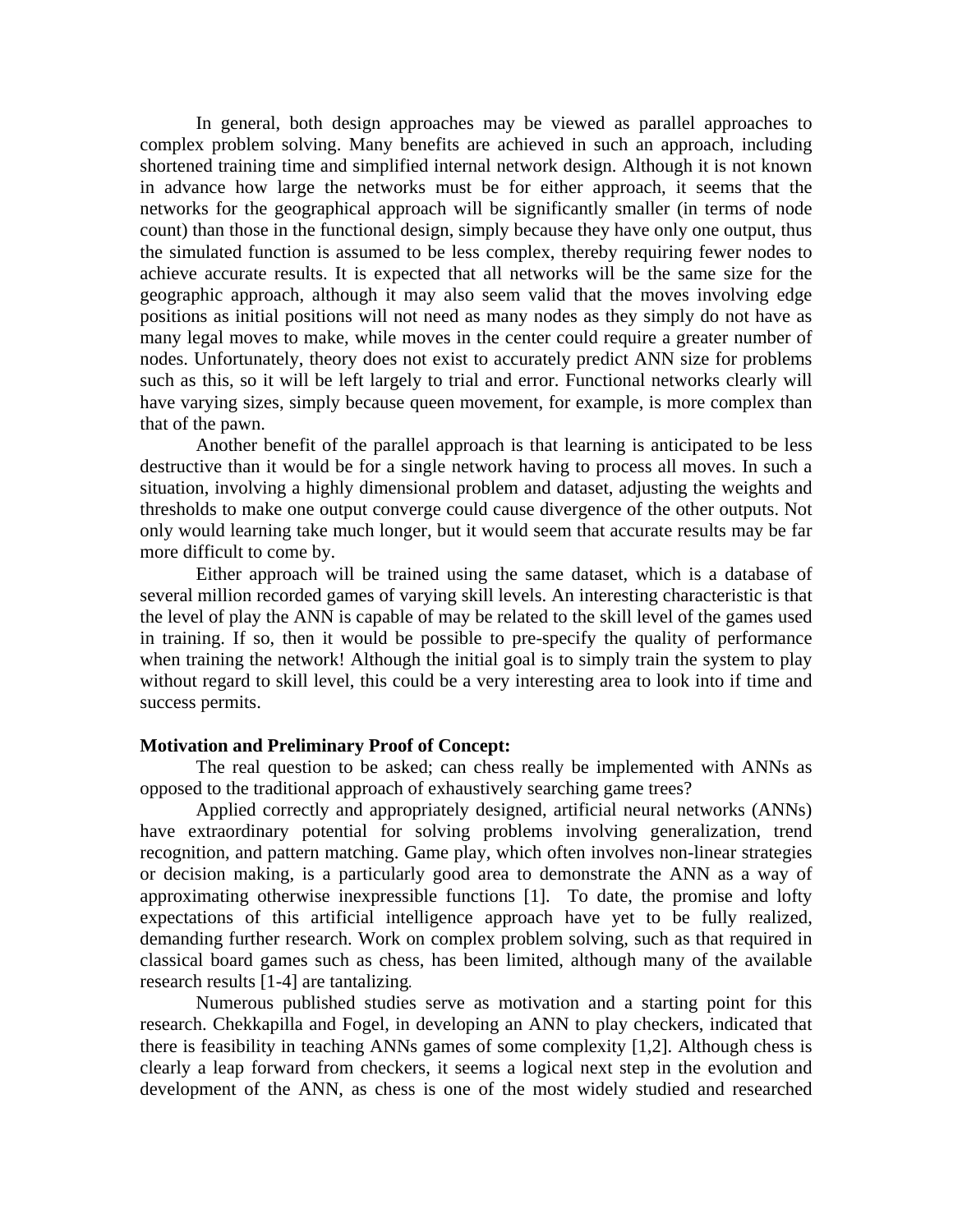In general, both design approaches may be viewed as parallel approaches to complex problem solving. Many benefits are achieved in such an approach, including shortened training time and simplified internal network design. Although it is not known in advance how large the networks must be for either approach, it seems that the networks for the geographical approach will be significantly smaller (in terms of node count) than those in the functional design, simply because they have only one output, thus the simulated function is assumed to be less complex, thereby requiring fewer nodes to achieve accurate results. It is expected that all networks will be the same size for the geographic approach, although it may also seem valid that the moves involving edge positions as initial positions will not need as many nodes as they simply do not have as many legal moves to make, while moves in the center could require a greater number of nodes. Unfortunately, theory does not exist to accurately predict ANN size for problems such as this, so it will be left largely to trial and error. Functional networks clearly will have varying sizes, simply because queen movement, for example, is more complex than that of the pawn.

Another benefit of the parallel approach is that learning is anticipated to be less destructive than it would be for a single network having to process all moves. In such a situation, involving a highly dimensional problem and dataset, adjusting the weights and thresholds to make one output converge could cause divergence of the other outputs. Not only would learning take much longer, but it would seem that accurate results may be far more difficult to come by.

Either approach will be trained using the same dataset, which is a database of several million recorded games of varying skill levels. An interesting characteristic is that the level of play the ANN is capable of may be related to the skill level of the games used in training. If so, then it would be possible to pre-specify the quality of performance when training the network! Although the initial goal is to simply train the system to play without regard to skill level, this could be a very interesting area to look into if time and success permits.

**Motivation and Preliminary Proof of Concept:**

The real question to be asked; can chess really be implemented with ANNs as opposed to the traditional approach of exhaustively searching game trees?

Applied correctly and appropriately designed, artificial neural networks (ANNs) have extraordinary potential for solving problems involving generalization, trend recognition, and pattern matching. Game play, which often involves non-linear strategies or decision making, is a particularly good area to demonstrate the ANN as a way of approximating otherwise inexpressible functions [1]. To date, the promise and lofty expectations of this artificial intelligence approach have yet to be fully realized, demanding further research. Work on complex problem solving, such as that required in classical board games such as chess, has been limited, although many of the available research results [1-4] are tantalizing.

Numerous published studies serve as motivation and a starting point for this research. Chekkapilla and Fogel, in developing an ANN to play checkers, indicated that there is feasibility in teaching ANNs games of some complexity [1,2]. Although chess is clearly a leap forward from checkers, it seems a logical next step in the evolution and development of the ANN, as chess is one of the most widely studied and researched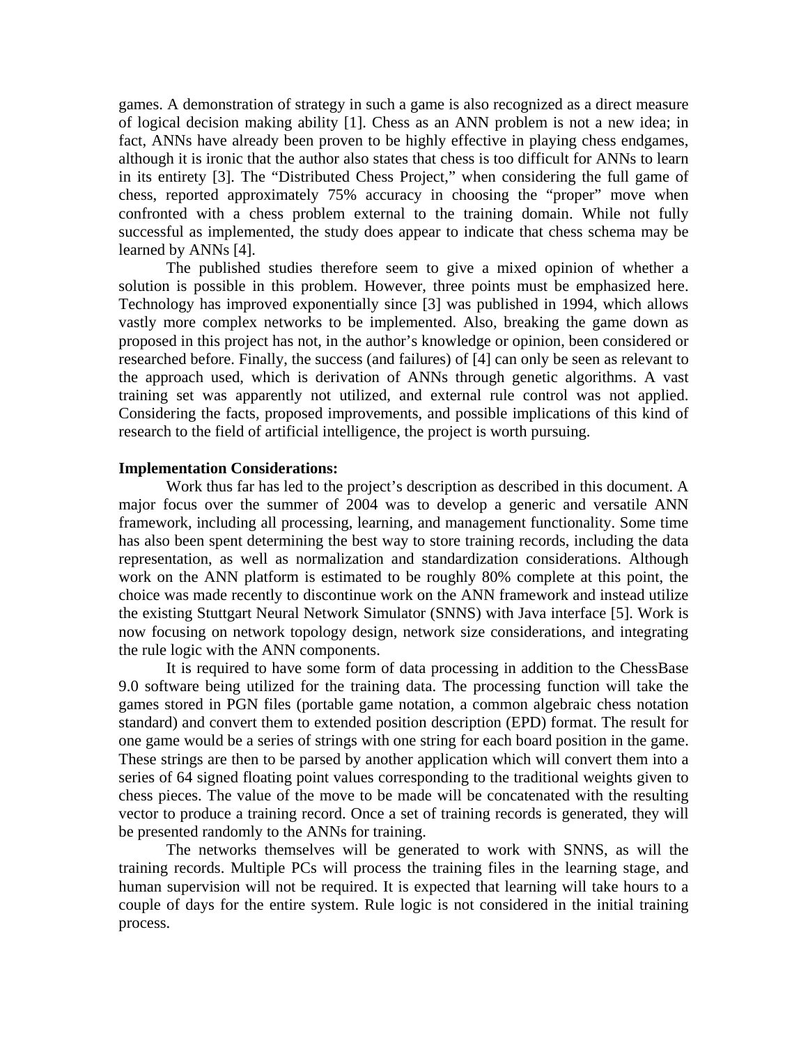games. A demonstration of strategy in such a game is also recognized as a direct measure of logical decision making ability [1]. Chess as an ANN problem is not a new idea; in fact, ANNs have already been proven to be highly effective in playing chess endgames, although it is ironic that the author also states that chess is too difficult for ANNs to learn in its entirety [3]. The "Distributed Chess Project," when considering the full game of chess, reported approximately 75% accuracy in choosing the "proper" move when confronted with a chess problem external to the training domain. While not fully successful as implemented, the study does appear to indicate that chess schema may be learned by ANNs [4].

The published studies therefore seem to give a mixed opinion of whether a solution is possible in this problem. However, three points must be emphasized here. Technology has improved exponentially since [3] was published in 1994, which allows vastly more complex networks to be implemented. Also, breaking the game down as proposed in this project has not, in the author's knowledge or opinion, been considered or researched before. Finally, the success (and failures) of [4] can only be seen as relevant to the approach used, which is derivation of ANNs through genetic algorithms. A vast training set was apparently not utilized, and external rule control was not applied. Considering the facts, proposed improvements, and possible implications of this kind of research to the field of artificial intelligence, the project is worth pursuing.

**Implementation Considerations:**

Work thus far has led to the project's description as described in this document. A major focus over the summer of 2004 was to develop a generic and versatile ANN framework, including all processing, learning, and management functionality. Some time has also been spent determining the best way to store training records, including the data representation, as well as normalization and standardization considerations. Although work on the ANN platform is estimated to be roughly 80% complete at this point, the choice was made recently to discontinue work on the ANN framework and instead utilize the existing Stuttgart Neural Network Simulator (SNNS) with Java interface [5]. Work is now focusing on network topology design, network size considerations, and integrating the rule logic with the ANN components.

It is required to have some form of data processing in addition to the ChessBase 9.0 software being utilized for the training data. The processing function will take the games stored in PGN files (portable game notation, a common algebraic chess notation standard) and convert them to extended position description (EPD) format. The result for one game would be a series of strings with one string for each board position in the game. These strings are then to be parsed by another application which will convert them into a series of 64 signed floating point values corresponding to the traditional weights given to chess pieces. The value of the move to be made will be concatenated with the resulting vector to produce a training record. Once a set of training records is generated, they will be presented randomly to the ANNs for training.

The networks themselves will be generated to work with SNNS, as will the training records. Multiple PCs will process the training files in the learning stage, and human supervision will not be required. It is expected that learning will take hours to a couple of days for the entire system. Rule logic is not considered in the initial training process.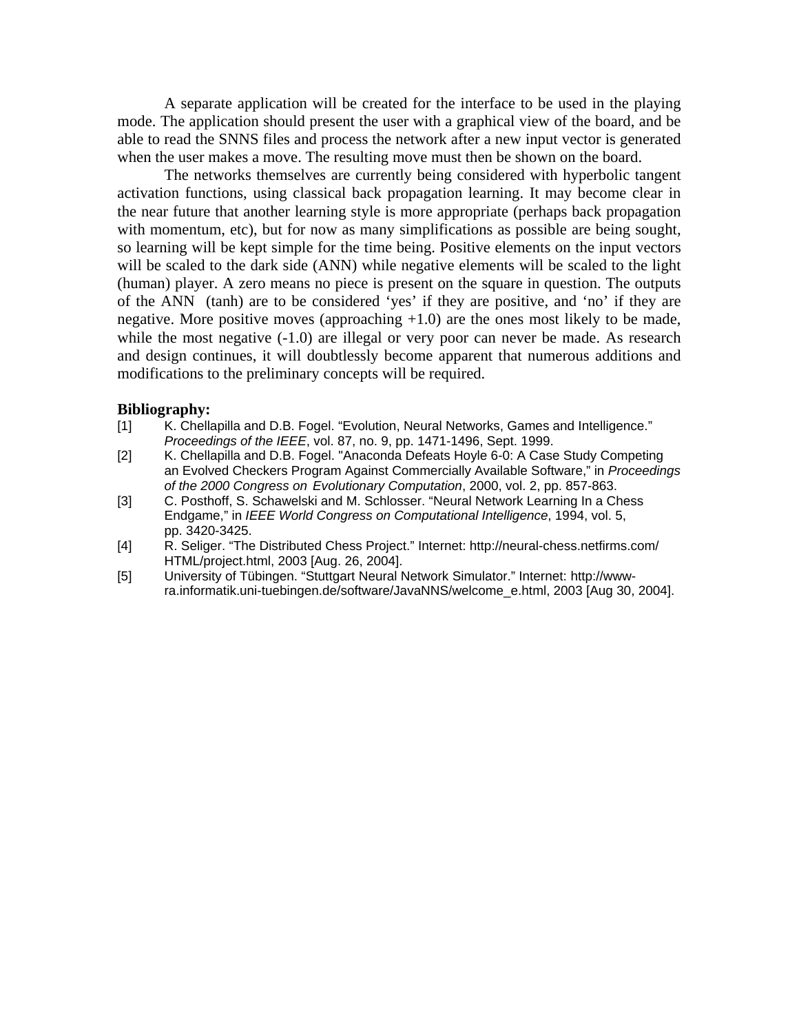A separate application will be created for the interface to be used in the playing mode. The application should present the user with a graphical view of the board, and be able to read the SNNS files and process the network after a new input vector is generated when the user makes a move. The resulting move must then be shown on the board.

The networks themselves are currently being considered with hyperbolic tangent activation functions, using classical back propagation learning. It may become clear in the near future that another learning style is more appropriate (perhaps back propagation with momentum, etc), but for now as many simplifications as possible are being sought, so learning will be kept simple for the time being. Positive elements on the input vectors will be scaled to the dark side (ANN) while negative elements will be scaled to the light (human) player. A zero means no piece is present on the square in question. The outputs of the ANN (tanh) are to be considered 'yes' if they are positive, and 'no' if they are negative. More positive moves (approaching +1.0) are the ones most likely to be made, while the most negative (-1.0) are illegal or very poor can never be made. As research and design continues, it will doubtlessly become apparent that numerous additions and modifications to the preliminary concepts will be required.

**Bibliography:**

[1] K. Chellapilla and D.B. Fogel. "Evolution, Neural Networks, Games and Intelligence." *Proceedings of the IEEE*, vol. 87, no. 9, pp. 1471-1496, Sept. 1999.

[2] K. Chellapilla and D.B. Fogel. "Anaconda Defeats Hoyle 6-0: A Case Study Competing an Evolved Checkers Program Against Commercially Available Software," in *Proceedings of the 2000 Congress on Evolutionary Computation*, 2000, vol. 2, pp. 857-863.

[3] C. Posthoff, S. Schawelski and M. Schlosser. "Neural Network Learning In a Chess Endgame," in *IEEE World Congress on Computational Intelligence*, 1994, vol. 5, pp. 3420-3425.

[4] R. Seliger. "The Distributed Chess Project." Internet: http://neural-chess.netfirms.com/HTML/project.html, 2003 [Aug. 26, 2004].

[5] University of Tübingen. "Stuttgart Neural Network Simulator." Internet: http://www-ra.informatik.uni-tuebingen.de/software/JavaNNS/welcome_e.html, 2003 [Aug 30, 2004].